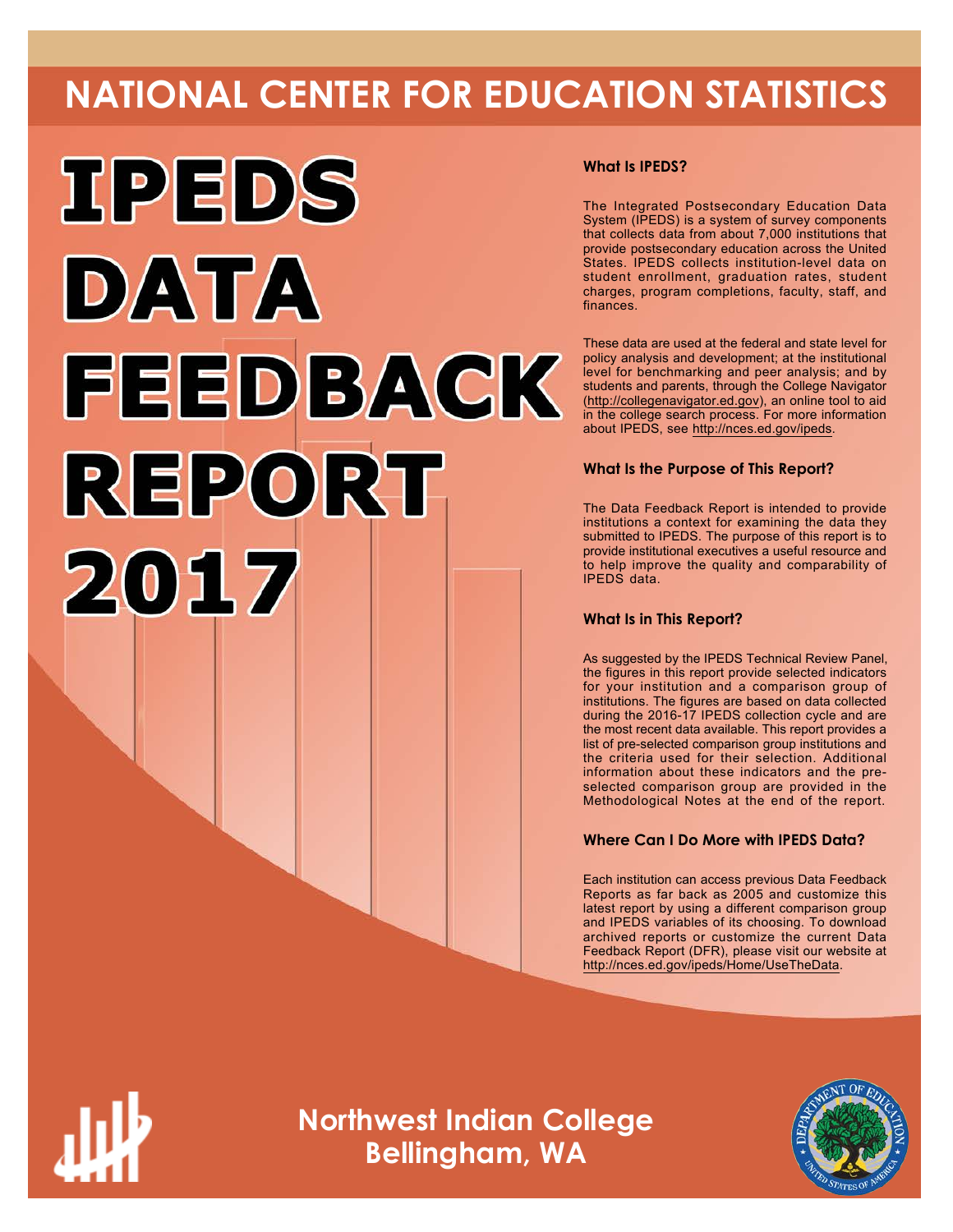# NATIONAL CENTER FOR EDUCATION STATISTICS

# IPEDS DATA FEEDBACK REPORT 2017

### What Is IPEDS?

The Integrated Postsecondary Education Data System (IPEDS) is a system of survey components that collects data from about 7,000 institutions that provide postsecondary education across the United States. IPEDS collects institution-level data on student enrollment, graduation rates, student charges, program completions, faculty, staff, and finances.

These data are used at the federal and state level for policy analysis and development; at the institutional level for benchmarking and peer analysis; and by students and parents, through the College Navigator (http://collegenavigator.ed.gov), an online tool to aid in the college search process. For more information about IPEDS, see http://nces.ed.gov/ipeds.

### What Is the Purpose of This Report?

The Data Feedback Report is intended to provide institutions a context for examining the data they submitted to IPEDS. The purpose of this report is to provide institutional executives a useful resource and to help improve the quality and comparability of IPEDS data.

### What Is in This Report?

As suggested by the IPEDS Technical Review Panel, the figures in this report provide selected indicators for your institution and a comparison group of institutions. The figures are based on data collected during the 2016-17 IPEDS collection cycle and are the most recent data available. This report provides a list of pre-selected comparison group institutions and the criteria used for their selection. Additional information about these indicators and the pre-selected comparison group are provided in the Methodological Notes at the end of the report.

### Where Can I Do More with IPEDS Data?

Each institution can access previous Data Feedback Reports as far back as 2005 and customize this latest report by using a different comparison group and IPEDS variables of its choosing. To download archived reports or customize the current Data Feedback Report (DFR), please visit our website at http://nces.ed.gov/ipeds/Home/UseTheData.

## Northwest Indian College
## Bellingham, WA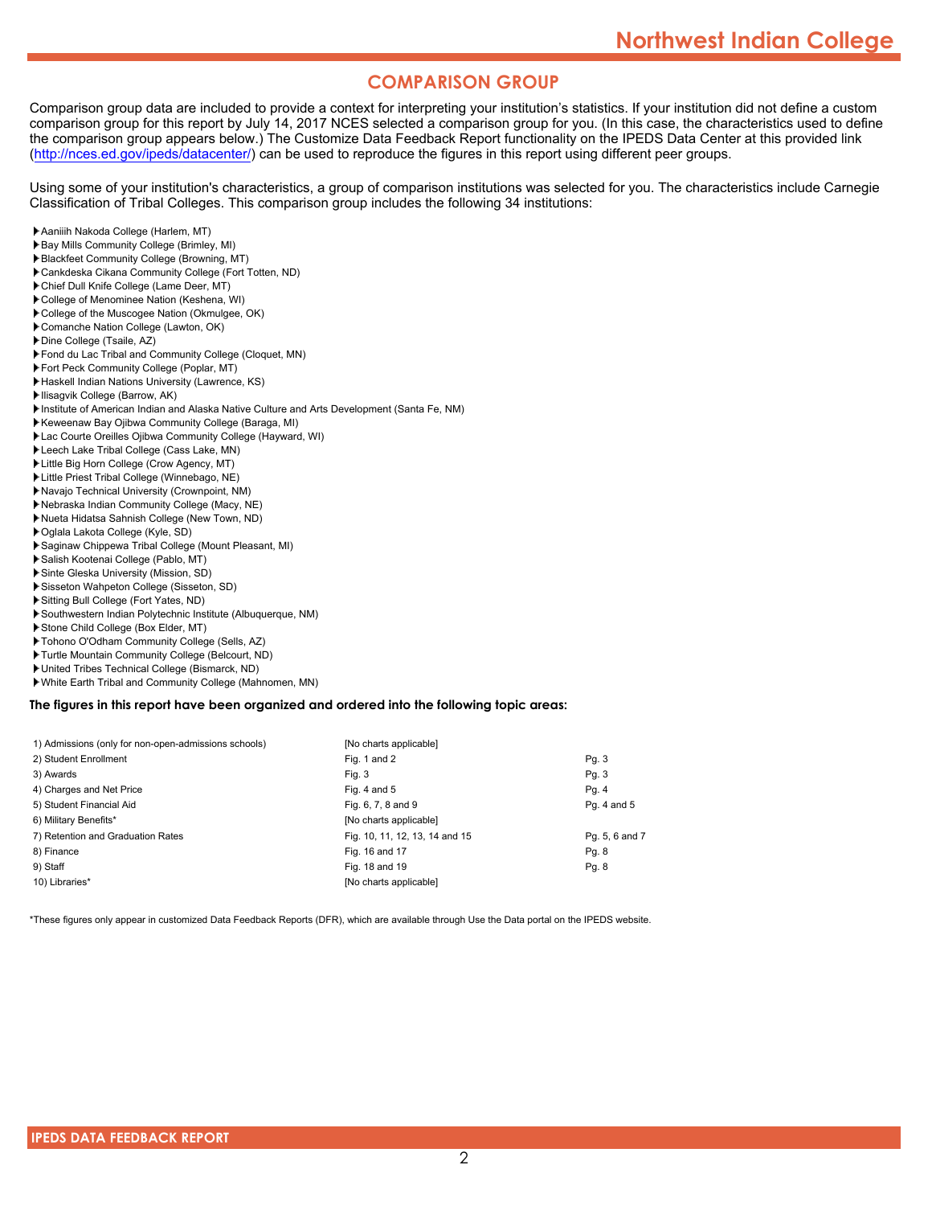## COMPARISON GROUP

Comparison group data are included to provide a context for interpreting your institution's statistics. If your institution did not define a custom comparison group for this report by July 14, 2017 NCES selected a comparison group for you. (In this case, the characteristics used to define the comparison group appears below.) The Customize Data Feedback Report functionality on the IPEDS Data Center at this provided link (http://nces.ed.gov/ipeds/datacenter/) can be used to reproduce the figures in this report using different peer groups.

Using some of your institution's characteristics, a group of comparison institutions was selected for you. The characteristics include Carnegie Classification of Tribal Colleges. This comparison group includes the following 34 institutions:

- Aaniiih Nakoda College (Harlem, MT)
- Bay Mills Community College (Brimley, MI)
- Blackfeet Community College (Browning, MT)
- Cankdeska Cikana Community College (Fort Totten, ND)
- Chief Dull Knife College (Lame Deer, MT)
- College of Menominee Nation (Keshena, WI)
- College of the Muscogee Nation (Okmulgee, OK)
- Comanche Nation College (Lawton, OK)
- Dine College (Tsaile, AZ)
- Fond du Lac Tribal and Community College (Cloquet, MN)
- Fort Peck Community College (Poplar, MT)
- Haskell Indian Nations University (Lawrence, KS)
- Ilisagvik College (Barrow, AK)
- Institute of American Indian and Alaska Native Culture and Arts Development (Santa Fe, NM)
- Keweenaw Bay Ojibwa Community College (Baraga, MI)
- Lac Courte Oreilles Ojibwa Community College (Hayward, WI)
- Leech Lake Tribal College (Cass Lake, MN)
- Little Big Horn College (Crow Agency, MT)
- Little Priest Tribal College (Winnebago, NE)
- Navajo Technical University (Crownpoint, NM)
- Nebraska Indian Community College (Macy, NE)
- Nueta Hidatsa Sahnish College (New Town, ND)
- Oglala Lakota College (Kyle, SD)
- Saginaw Chippewa Tribal College (Mount Pleasant, MI)
- Salish Kootenai College (Pablo, MT)
- Sinte Gleska University (Mission, SD)
- Sisseton Wahpeton College (Sisseton, SD)
- Sitting Bull College (Fort Yates, ND)
- Southwestern Indian Polytechnic Institute (Albuquerque, NM)
- Stone Child College (Box Elder, MT)
- Tohono O'Odham Community College (Sells, AZ)
- Turtle Mountain Community College (Belcourt, ND)
- United Tribes Technical College (Bismarck, ND)
- White Earth Tribal and Community College (Mahnomen, MN)

**The figures in this report have been organized and ordered into the following topic areas:**

| Topic area | Figures | Pages |
|---|---|---|
| 1) Admissions (only for non-open-admissions schools) | [No charts applicable] | |
| 2) Student Enrollment | Fig. 1 and 2 | Pg. 3 |
| 3) Awards | Fig. 3 | Pg. 3 |
| 4) Charges and Net Price | Fig. 4 and 5 | Pg. 4 |
| 5) Student Financial Aid | Fig. 6, 7, 8 and 9 | Pg. 4 and 5 |
| 6) Military Benefits* | [No charts applicable] | |
| 7) Retention and Graduation Rates | Fig. 10, 11, 12, 13, 14 and 15 | Pg. 5, 6 and 7 |
| 8) Finance | Fig. 16 and 17 | Pg. 8 |
| 9) Staff | Fig. 18 and 19 | Pg. 8 |
| 10) Libraries* | [No charts applicable] | |

*These figures only appear in customized Data Feedback Reports (DFR), which are available through Use the Data portal on the IPEDS website.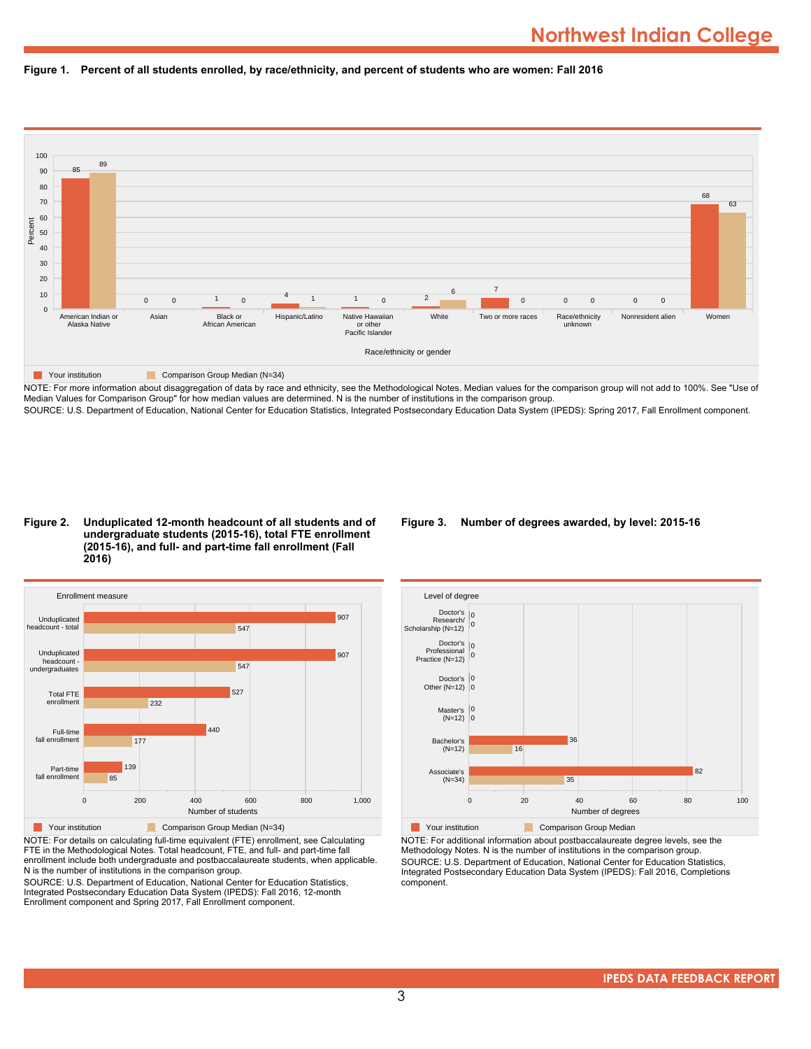# Northwest Indian College

**Figure 1. Percent of all students enrolled, by race/ethnicity, and percent of students who are women: Fall 2016**

| Race/ethnicity or gender | Your institution | Comparison Group Median (N=34) |
|---|---|---|
| American Indian or Alaska Native | 85 | 89 |
| Asian | 0 | 0 |
| Black or African American | 1 | 0 |
| Hispanic/Latino | 4 | 1 |
| Native Hawaiian or other Pacific Islander | 1 | 0 |
| White | 2 | 6 |
| Two or more races | 7 | 0 |
| Race/ethnicity unknown | 0 | 0 |
| Nonresident alien | 0 | 0 |
| Women | 68 | 63 |

NOTE: For more information about disaggregation of data by race and ethnicity, see the Methodological Notes. Median values for the comparison group will not add to 100%. See "Use of Median Values for Comparison Group" for how median values are determined. N is the number of institutions in the comparison group.
SOURCE: U.S. Department of Education, National Center for Education Statistics, Integrated Postsecondary Education Data System (IPEDS): Spring 2017, Fall Enrollment component.

**Figure 2. Unduplicated 12-month headcount of all students and of undergraduate students (2015-16), total FTE enrollment (2015-16), and full- and part-time fall enrollment (Fall 2016)**

| Enrollment measure | Your institution | Comparison Group Median (N=34) |
|---|---|---|
| Unduplicated headcount - total | 907 | 547 |
| Unduplicated headcount - undergraduates | 907 | 547 |
| Total FTE enrollment | 527 | 232 |
| Full-time fall enrollment | 440 | 177 |
| Part-time fall enrollment | 139 | 85 |

NOTE: For details on calculating full-time equivalent (FTE) enrollment, see Calculating FTE in the Methodological Notes. Total headcount, FTE, and full- and part-time fall enrollment include both undergraduate and postbaccalaureate students, when applicable. N is the number of institutions in the comparison group.
SOURCE: U.S. Department of Education, National Center for Education Statistics, Integrated Postsecondary Education Data System (IPEDS): Fall 2016, 12-month Enrollment component and Spring 2017, Fall Enrollment component.

**Figure 3. Number of degrees awarded, by level: 2015-16**

| Level of degree | Your institution | Comparison Group Median |
|---|---|---|
| Doctor's Research/ Scholarship (N=12) | 0 | 0 |
| Doctor's Professional Practice (N=12) | 0 | 0 |
| Doctor's Other (N=12) | 0 | 0 |
| Master's (N=12) | 0 | 0 |
| Bachelor's (N=12) | 36 | 16 |
| Associate's (N=34) | 82 | 35 |

NOTE: For additional information about postbaccalaureate degree levels, see the Methodology Notes. N is the number of institutions in the comparison group.
SOURCE: U.S. Department of Education, National Center for Education Statistics, Integrated Postsecondary Education Data System (IPEDS): Fall 2016, Completions component.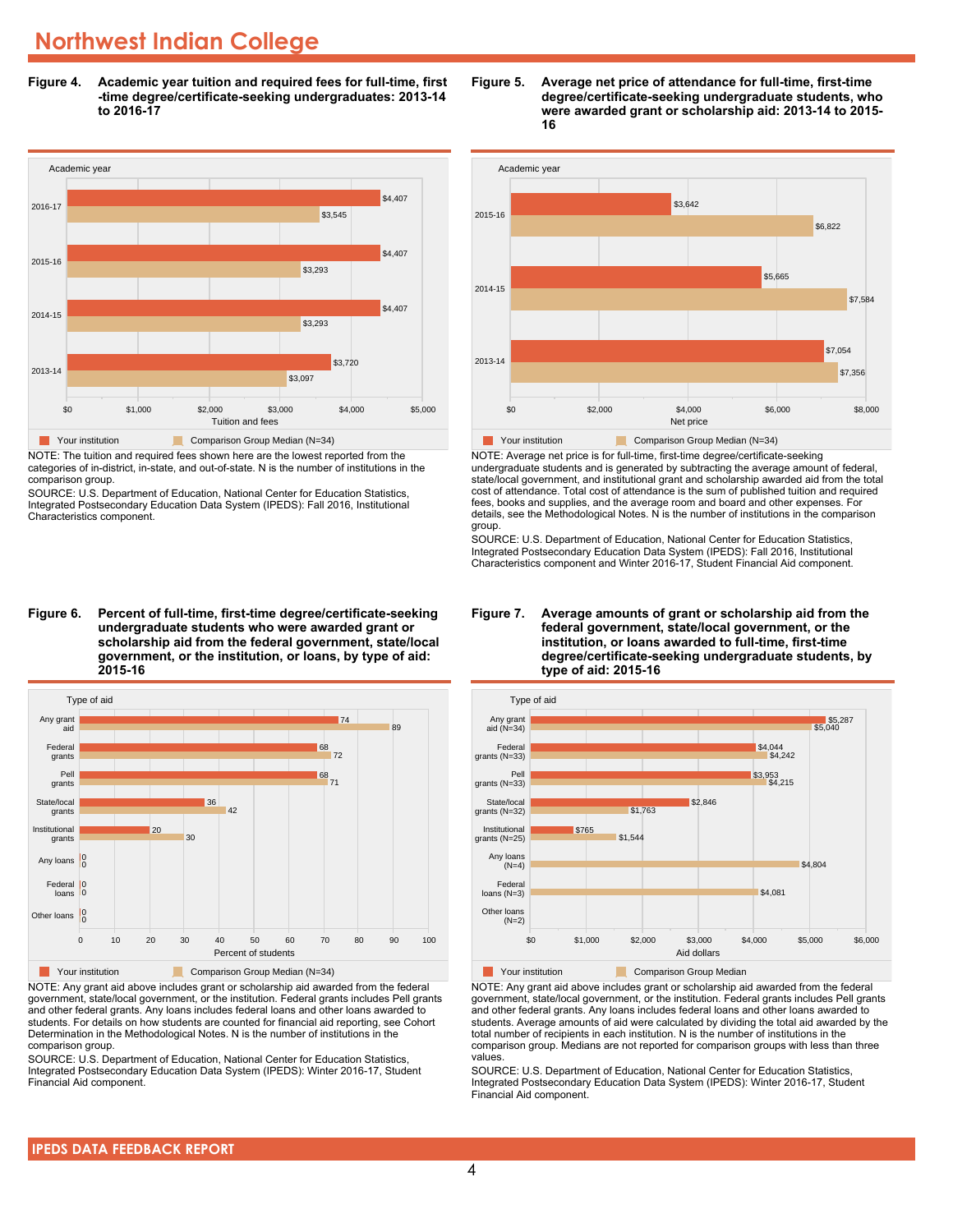# Northwest Indian College

**Figure 4. Academic year tuition and required fees for full-time, first-time degree/certificate-seeking undergraduates: 2013-14 to 2016-17**

| Academic year | Your institution | Comparison Group Median (N=34) |
|---|---|---|
| 2016-17 | $4,407 | $3,545 |
| 2015-16 | $4,407 | $3,293 |
| 2014-15 | $4,407 | $3,293 |
| 2013-14 | $3,720 | $3,097 |

NOTE: The tuition and required fees shown here are the lowest reported from the categories of in-district, in-state, and out-of-state. N is the number of institutions in the comparison group.

SOURCE: U.S. Department of Education, National Center for Education Statistics, Integrated Postsecondary Education Data System (IPEDS): Fall 2016, Institutional Characteristics component.

**Figure 5. Average net price of attendance for full-time, first-time degree/certificate-seeking undergraduate students, who were awarded grant or scholarship aid: 2013-14 to 2015-16**

| Academic year | Your institution | Comparison Group Median (N=34) |
|---|---|---|
| 2015-16 | $3,642 | $6,822 |
| 2014-15 | $5,665 | $7,584 |
| 2013-14 | $7,054 | $7,356 |

NOTE: Average net price is for full-time, first-time degree/certificate-seeking undergraduate students and is generated by subtracting the average amount of federal, state/local government, and institutional grant and scholarship awarded aid from the total cost of attendance. Total cost of attendance is the sum of published tuition and required fees, books and supplies, and the average room and board and other expenses. For details, see the Methodological Notes. N is the number of institutions in the comparison group.

SOURCE: U.S. Department of Education, National Center for Education Statistics, Integrated Postsecondary Education Data System (IPEDS): Fall 2016, Institutional Characteristics component and Winter 2016-17, Student Financial Aid component.

**Figure 6. Percent of full-time, first-time degree/certificate-seeking undergraduate students who were awarded grant or scholarship aid from the federal government, state/local government, or the institution, or loans, by type of aid: 2015-16**

| Type of aid | Your institution | Comparison Group Median (N=34) |
|---|---|---|
| Any grant aid | 74 | 89 |
| Federal grants | 68 | 72 |
| Pell grants | 68 | 71 |
| State/local grants | 36 | 42 |
| Institutional grants | 20 | 30 |
| Any loans | 0 | 0 |
| Federal loans | 0 | 0 |
| Other loans | 0 | 0 |

NOTE: Any grant aid above includes grant or scholarship aid awarded from the federal government, state/local government, or the institution. Federal grants includes Pell grants and other federal grants. Any loans includes federal loans and other loans awarded to students. For details on how students are counted for financial aid reporting, see Cohort Determination in the Methodological Notes. N is the number of institutions in the comparison group.

SOURCE: U.S. Department of Education, National Center for Education Statistics, Integrated Postsecondary Education Data System (IPEDS): Winter 2016-17, Student Financial Aid component.

**Figure 7. Average amounts of grant or scholarship aid from the federal government, state/local government, or the institution, or loans awarded to full-time, first-time degree/certificate-seeking undergraduate students, by type of aid: 2015-16**

| Type of aid | Your institution | Comparison Group Median |
|---|---|---|
| Any grant aid (N=34) | $5,287 | $5,040 |
| Federal grants (N=33) | $4,044 | $4,242 |
| Pell grants (N=33) | $3,953 | $4,215 |
| State/local grants (N=32) | $2,846 | $1,763 |
| Institutional grants (N=25) | $765 | $1,544 |
| Any loans (N=4) | | $4,804 |
| Federal loans (N=3) | | $4,081 |
| Other loans (N=2) | | |

NOTE: Any grant aid above includes grant or scholarship aid awarded from the federal government, state/local government, or the institution. Federal grants includes Pell grants and other federal grants. Any loans includes federal loans and other loans awarded to students. Average amounts of aid were calculated by dividing the total aid awarded by the total number of recipients in each institution. N is the number of institutions in the comparison group. Medians are not reported for comparison groups with less than three values.

SOURCE: U.S. Department of Education, National Center for Education Statistics, Integrated Postsecondary Education Data System (IPEDS): Winter 2016-17, Student Financial Aid component.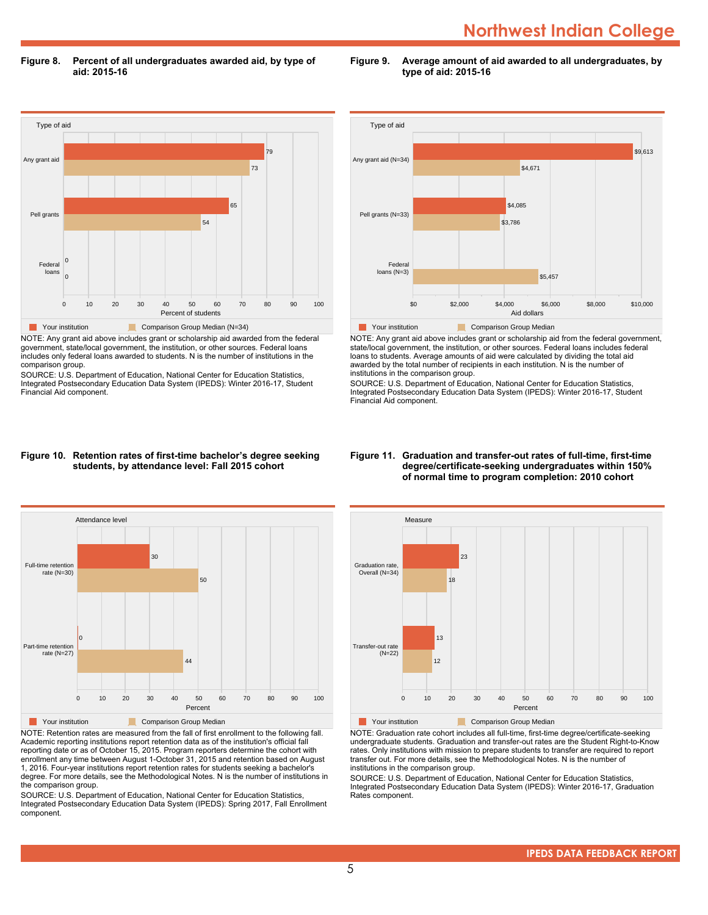# Northwest Indian College

**Figure 8. Percent of all undergraduates awarded aid, by type of aid: 2015-16**

| Type of aid | Your institution | Comparison Group Median (N=34) |
|---|---|---|
| Any grant aid | 79 | 73 |
| Pell grants | 65 | 54 |
| Federal loans | 0 | 0 |

Percent of students

NOTE: Any grant aid above includes grant or scholarship aid awarded from the federal government, state/local government, the institution, or other sources. Federal loans includes only federal loans awarded to students. N is the number of institutions in the comparison group.

SOURCE: U.S. Department of Education, National Center for Education Statistics, Integrated Postsecondary Education Data System (IPEDS): Winter 2016-17, Student Financial Aid component.

**Figure 9. Average amount of aid awarded to all undergraduates, by type of aid: 2015-16**

| Type of aid | Your institution | Comparison Group Median |
|---|---|---|
| Any grant aid (N=34) | $9,613 | $4,671 |
| Pell grants (N=33) | $4,085 | $3,786 |
| Federal loans (N=3) | | $5,457 |

Aid dollars

NOTE: Any grant aid above includes grant or scholarship aid from the federal government, state/local government, the institution, or other sources. Federal loans includes federal loans to students. Average amounts of aid were calculated by dividing the total aid awarded by the total number of recipients in each institution. N is the number of institutions in the comparison group.

SOURCE: U.S. Department of Education, National Center for Education Statistics, Integrated Postsecondary Education Data System (IPEDS): Winter 2016-17, Student Financial Aid component.

**Figure 10. Retention rates of first-time bachelor's degree seeking students, by attendance level: Fall 2015 cohort**

| Attendance level | Your institution | Comparison Group Median |
|---|---|---|
| Full-time retention rate (N=30) | 30 | 50 |
| Part-time retention rate (N=27) | 0 | 44 |

Percent

NOTE: Retention rates are measured from the fall of first enrollment to the following fall. Academic reporting institutions report retention data as of the institution's official fall reporting date or as of October 15, 2015. Program reporters determine the cohort with enrollment any time between August 1-October 31, 2015 and retention based on August 1, 2016. Four-year institutions report retention rates for students seeking a bachelor's degree. For more details, see the Methodological Notes. N is the number of institutions in the comparison group.

SOURCE: U.S. Department of Education, National Center for Education Statistics, Integrated Postsecondary Education Data System (IPEDS): Spring 2017, Fall Enrollment component.

**Figure 11. Graduation and transfer-out rates of full-time, first-time degree/certificate-seeking undergraduates within 150% of normal time to program completion: 2010 cohort**

| Measure | Your institution | Comparison Group Median |
|---|---|---|
| Graduation rate, Overall (N=34) | 23 | 18 |
| Transfer-out rate (N=22) | 13 | 12 |

Percent

NOTE: Graduation rate cohort includes all full-time, first-time degree/certificate-seeking undergraduate students. Graduation and transfer-out rates are the Student Right-to-Know rates. Only institutions with mission to prepare students to transfer are required to report transfer out. For more details, see the Methodological Notes. N is the number of institutions in the comparison group.

SOURCE: U.S. Department of Education, National Center for Education Statistics, Integrated Postsecondary Education Data System (IPEDS): Winter 2016-17, Graduation Rates component.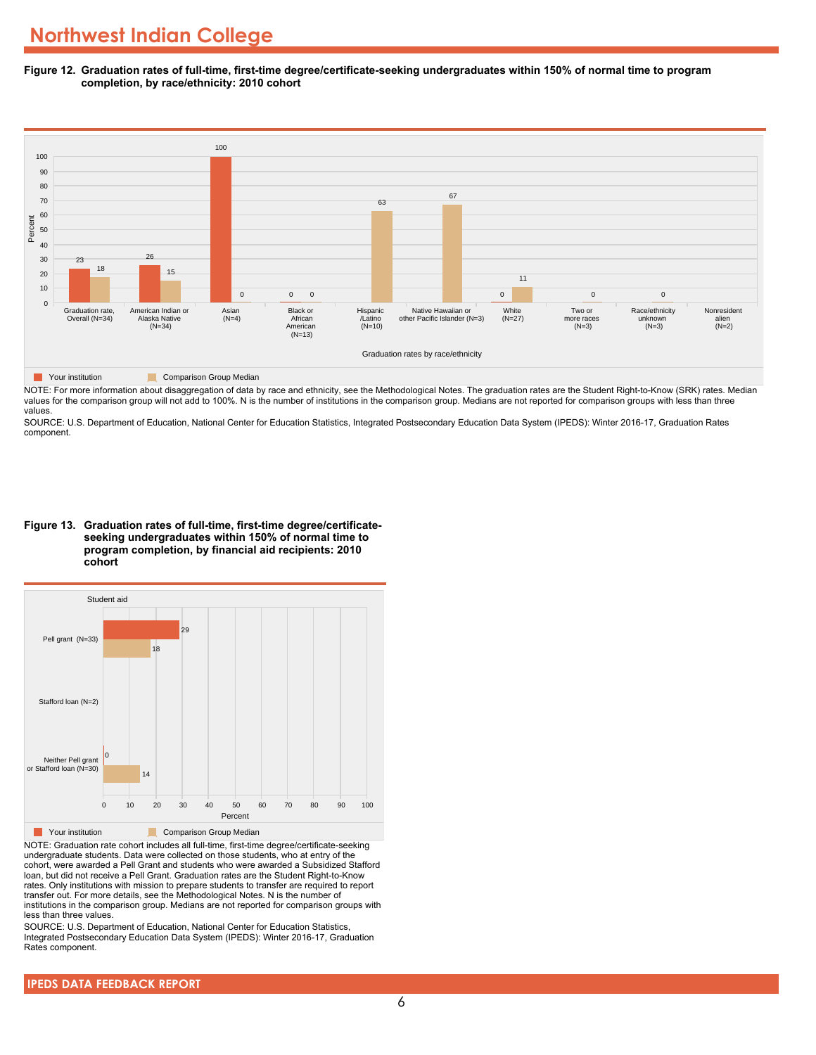# Northwest Indian College

**Figure 12. Graduation rates of full-time, first-time degree/certificate-seeking undergraduates within 150% of normal time to program completion, by race/ethnicity: 2010 cohort**

| Graduation rates by race/ethnicity | Your institution | Comparison Group Median |
| --- | --- | --- |
| Graduation rate, Overall (N=34) | 23 | 18 |
| American Indian or Alaska Native (N=34) | 26 | 15 |
| Asian (N=4) | 100 | 0 |
| Black or African American (N=13) | 0 | 0 |
| Hispanic /Latino (N=10) | | 63 |
| Native Hawaiian or other Pacific Islander (N=3) | | 67 |
| White (N=27) | 0 | 11 |
| Two or more races (N=3) | | 0 |
| Race/ethnicity unknown (N=3) | | 0 |
| Nonresident alien (N=2) | | |

NOTE: For more information about disaggregation of data by race and ethnicity, see the Methodological Notes. The graduation rates are the Student Right-to-Know (SRK) rates. Median values for the comparison group will not add to 100%. N is the number of institutions in the comparison group. Medians are not reported for comparison groups with less than three values.

SOURCE: U.S. Department of Education, National Center for Education Statistics, Integrated Postsecondary Education Data System (IPEDS): Winter 2016-17, Graduation Rates component.

**Figure 13. Graduation rates of full-time, first-time degree/certificate-seeking undergraduates within 150% of normal time to program completion, by financial aid recipients: 2010 cohort**

| Student aid | Your institution | Comparison Group Median |
| --- | --- | --- |
| Pell grant (N=33) | 29 | 18 |
| Stafford loan (N=2) | | |
| Neither Pell grant or Stafford loan (N=30) | 0 | 14 |

NOTE: Graduation rate cohort includes all full-time, first-time degree/certificate-seeking undergraduate students. Data were collected on those students, who at entry of the cohort, were awarded a Pell Grant and students who were awarded a Subsidized Stafford loan, but did not receive a Pell Grant. Graduation rates are the Student Right-to-Know rates. Only institutions with mission to prepare students to transfer are required to report transfer out. For more details, see the Methodological Notes. N is the number of institutions in the comparison group. Medians are not reported for comparison groups with less than three values.

SOURCE: U.S. Department of Education, National Center for Education Statistics, Integrated Postsecondary Education Data System (IPEDS): Winter 2016-17, Graduation Rates component.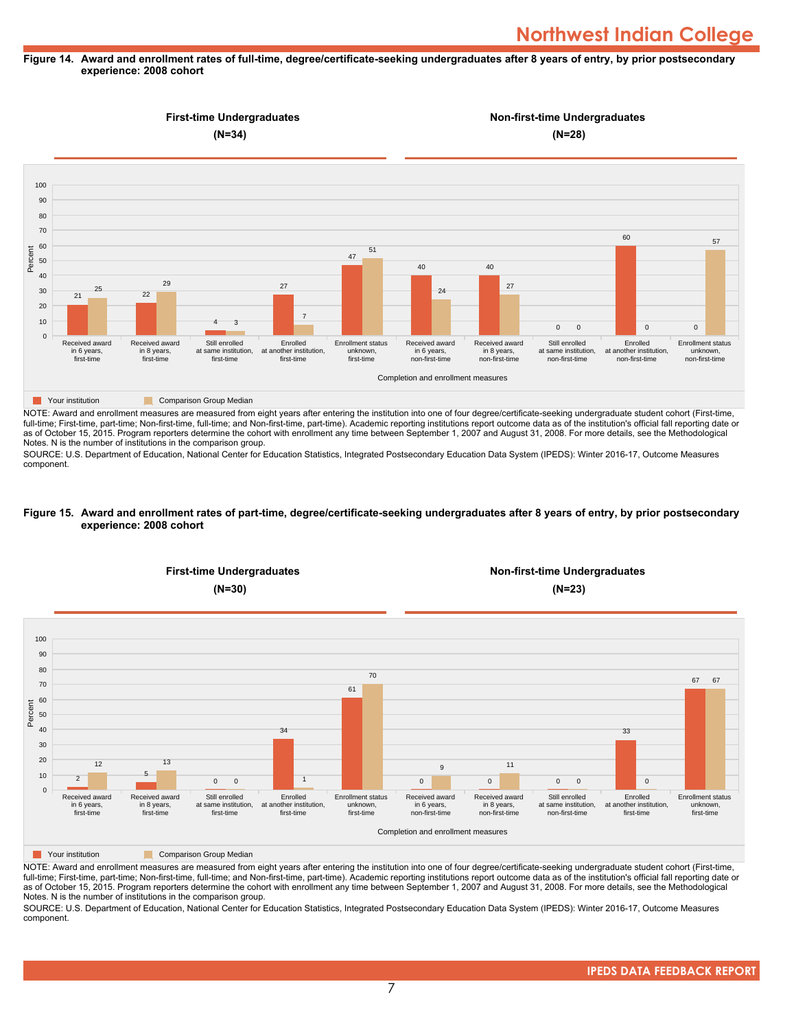Northwest Indian College

**Figure 14. Award and enrollment rates of full-time, degree/certificate-seeking undergraduates after 8 years of entry, by prior postsecondary experience: 2008 cohort**

**First-time Undergraduates (N=34)** | **Non-first-time Undergraduates (N=28)**

| Completion and enrollment measures | Your institution | Comparison Group Median |
|---|---|---|
| Received award in 6 years, first-time | 21 | 25 |
| Received award in 8 years, first-time | 22 | 29 |
| Still enrolled at same institution, first-time | 4 | 3 |
| Enrolled at another institution, first-time | 27 | 7 |
| Enrollment status unknown, first-time | 47 | 51 |
| Received award in 6 years, non-first-time | 40 | 24 |
| Received award in 8 years, non-first-time | 40 | 27 |
| Still enrolled at same institution, non-first-time | 0 | 0 |
| Enrolled at another institution, non-first-time | 60 | 0 |
| Enrollment status unknown, non-first-time | 0 | 57 |

NOTE: Award and enrollment measures are measured from eight years after entering the institution into one of four degree/certificate-seeking undergraduate student cohort (First-time, full-time; First-time, part-time; Non-first-time, full-time; and Non-first-time, part-time). Academic reporting institutions report outcome data as of the institution's official fall reporting date or as of October 15, 2015. Program reporters determine the cohort with enrollment any time between September 1, 2007 and August 31, 2008. For more details, see the Methodological Notes. N is the number of institutions in the comparison group.

SOURCE: U.S. Department of Education, National Center for Education Statistics, Integrated Postsecondary Education Data System (IPEDS): Winter 2016-17, Outcome Measures component.

**Figure 15. Award and enrollment rates of part-time, degree/certificate-seeking undergraduates after 8 years of entry, by prior postsecondary experience: 2008 cohort**

**First-time Undergraduates (N=30)** | **Non-first-time Undergraduates (N=23)**

| Completion and enrollment measures | Your institution | Comparison Group Median |
|---|---|---|
| Received award in 6 years, first-time | 2 | 12 |
| Received award in 8 years, first-time | 5 | 13 |
| Still enrolled at same institution, first-time | 0 | 0 |
| Enrolled at another institution, first-time | 34 | 1 |
| Enrollment status unknown, first-time | 61 | 70 |
| Received award in 6 years, non-first-time | 0 | 9 |
| Received award in 8 years, non-first-time | 0 | 11 |
| Still enrolled at same institution, non-first-time | 0 | 0 |
| Enrolled at another institution, first-time | 33 | 0 |
| Enrollment status unknown, first-time | 67 | 67 |

NOTE: Award and enrollment measures are measured from eight years after entering the institution into one of four degree/certificate-seeking undergraduate student cohort (First-time, full-time; First-time, part-time; Non-first-time, full-time; and Non-first-time, part-time). Academic reporting institutions report outcome data as of the institution's official fall reporting date or as of October 15, 2015. Program reporters determine the cohort with enrollment any time between September 1, 2007 and August 31, 2008. For more details, see the Methodological Notes. N is the number of institutions in the comparison group.

SOURCE: U.S. Department of Education, National Center for Education Statistics, Integrated Postsecondary Education Data System (IPEDS): Winter 2016-17, Outcome Measures component.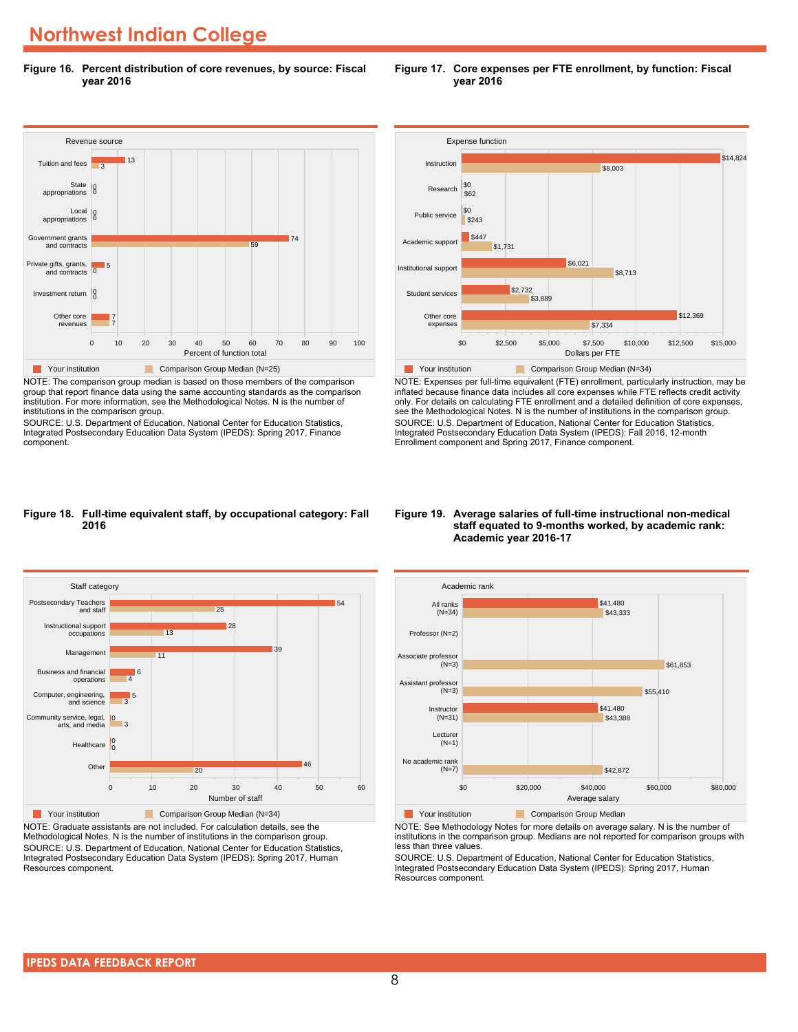# Northwest Indian College

**Figure 16. Percent distribution of core revenues, by source: Fiscal year 2016**

| Revenue source | Your institution | Comparison Group Median (N=25) |
|---|---|---|
| Tuition and fees | 13 | 3 |
| State appropriations | 0 | 0 |
| Local appropriations | 0 | 0 |
| Government grants and contracts | 74 | 59 |
| Private gifts, grants, and contracts | 5 | 0 |
| Investment return | 0 | 0 |
| Other core revenues | 7 | 7 |

Percent of function total

NOTE: The comparison group median is based on those members of the comparison group that report finance data using the same accounting standards as the comparison institution. For more information, see the Methodological Notes. N is the number of institutions in the comparison group.
SOURCE: U.S. Department of Education, National Center for Education Statistics, Integrated Postsecondary Education Data System (IPEDS): Spring 2017, Finance component.

**Figure 17. Core expenses per FTE enrollment, by function: Fiscal year 2016**

| Expense function | Your institution | Comparison Group Median (N=34) |
|---|---|---|
| Instruction | $14,824 | $8,003 |
| Research | $0 | $62 |
| Public service | $0 | $243 |
| Academic support | $447 | $1,731 |
| Institutional support | $6,021 | $8,713 |
| Student services | $2,732 | $3,889 |
| Other core expenses | $12,369 | $7,334 |

Dollars per FTE

NOTE: Expenses per full-time equivalent (FTE) enrollment, particularly instruction, may be inflated because finance data includes all core expenses while FTE reflects credit activity only. For details on calculating FTE enrollment and a detailed definition of core expenses, see the Methodological Notes. N is the number of institutions in the comparison group.
SOURCE: U.S. Department of Education, National Center for Education Statistics, Integrated Postsecondary Education Data System (IPEDS): Fall 2016, 12-month Enrollment component and Spring 2017, Finance component.

**Figure 18. Full-time equivalent staff, by occupational category: Fall 2016**

| Staff category | Your institution | Comparison Group Median (N=34) |
|---|---|---|
| Postsecondary Teachers and staff | 54 | 25 |
| Instructional support occupations | 28 | 13 |
| Management | 39 | 11 |
| Business and financial operations | 6 | 4 |
| Computer, engineering, and science | 5 | 3 |
| Community service, legal, arts, and media | 0 | 3 |
| Healthcare | 0 | 0 |
| Other | 46 | 20 |

Number of staff

NOTE: Graduate assistants are not included. For calculation details, see the Methodological Notes. N is the number of institutions in the comparison group.
SOURCE: U.S. Department of Education, National Center for Education Statistics, Integrated Postsecondary Education Data System (IPEDS): Spring 2017, Human Resources component.

**Figure 19. Average salaries of full-time instructional non-medical staff equated to 9-months worked, by academic rank: Academic year 2016-17**

| Academic rank | Your institution | Comparison Group Median |
|---|---|---|
| All ranks (N=34) | $41,480 | $43,333 |
| Professor (N=2) | | |
| Associate professor (N=3) | | $61,853 |
| Assistant professor (N=3) | | $55,410 |
| Instructor (N=31) | $41,480 | $43,388 |
| Lecturer (N=1) | | |
| No academic rank (N=7) | | $42,872 |

Average salary

NOTE: See Methodology Notes for more details on average salary. N is the number of institutions in the comparison group. Medians are not reported for comparison groups with less than three values.
SOURCE: U.S. Department of Education, National Center for Education Statistics, Integrated Postsecondary Education Data System (IPEDS): Spring 2017, Human Resources component.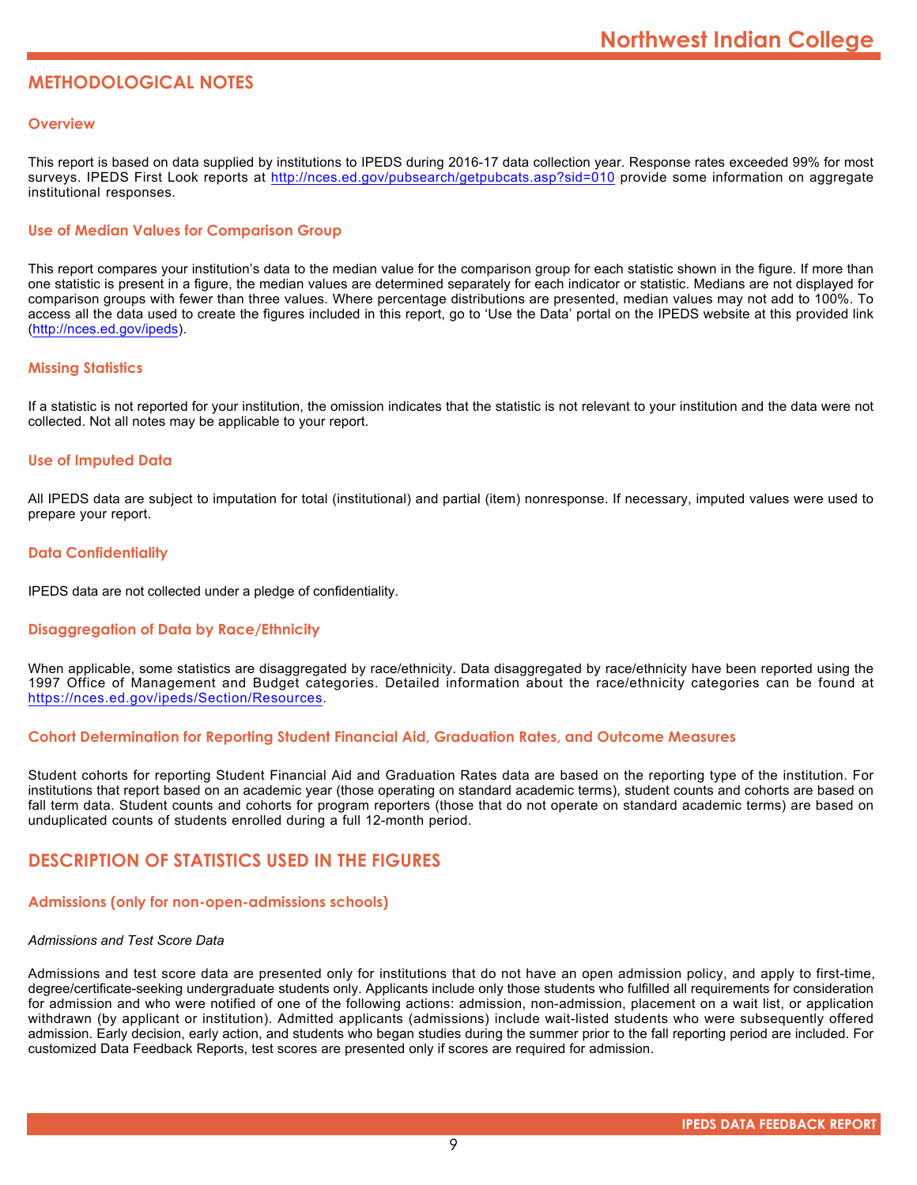# METHODOLOGICAL NOTES

### Overview

This report is based on data supplied by institutions to IPEDS during 2016-17 data collection year. Response rates exceeded 99% for most surveys. IPEDS First Look reports at http://nces.ed.gov/pubsearch/getpubcats.asp?sid=010 provide some information on aggregate institutional responses.

### Use of Median Values for Comparison Group

This report compares your institution's data to the median value for the comparison group for each statistic shown in the figure. If more than one statistic is present in a figure, the median values are determined separately for each indicator or statistic. Medians are not displayed for comparison groups with fewer than three values. Where percentage distributions are presented, median values may not add to 100%. To access all the data used to create the figures included in this report, go to 'Use the Data' portal on the IPEDS website at this provided link (http://nces.ed.gov/ipeds).

### Missing Statistics

If a statistic is not reported for your institution, the omission indicates that the statistic is not relevant to your institution and the data were not collected. Not all notes may be applicable to your report.

### Use of Imputed Data

All IPEDS data are subject to imputation for total (institutional) and partial (item) nonresponse. If necessary, imputed values were used to prepare your report.

### Data Confidentiality

IPEDS data are not collected under a pledge of confidentiality.

### Disaggregation of Data by Race/Ethnicity

When applicable, some statistics are disaggregated by race/ethnicity. Data disaggregated by race/ethnicity have been reported using the 1997 Office of Management and Budget categories. Detailed information about the race/ethnicity categories can be found at https://nces.ed.gov/ipeds/Section/Resources.

### Cohort Determination for Reporting Student Financial Aid, Graduation Rates, and Outcome Measures

Student cohorts for reporting Student Financial Aid and Graduation Rates data are based on the reporting type of the institution. For institutions that report based on an academic year (those operating on standard academic terms), student counts and cohorts are based on fall term data. Student counts and cohorts for program reporters (those that do not operate on standard academic terms) are based on unduplicated counts of students enrolled during a full 12-month period.

# DESCRIPTION OF STATISTICS USED IN THE FIGURES

### Admissions (only for non-open-admissions schools)

*Admissions and Test Score Data*

Admissions and test score data are presented only for institutions that do not have an open admission policy, and apply to first-time, degree/certificate-seeking undergraduate students only. Applicants include only those students who fulfilled all requirements for consideration for admission and who were notified of one of the following actions: admission, non-admission, placement on a wait list, or application withdrawn (by applicant or institution). Admitted applicants (admissions) include wait-listed students who were subsequently offered admission. Early decision, early action, and students who began studies during the summer prior to the fall reporting period are included. For customized Data Feedback Reports, test scores are presented only if scores are required for admission.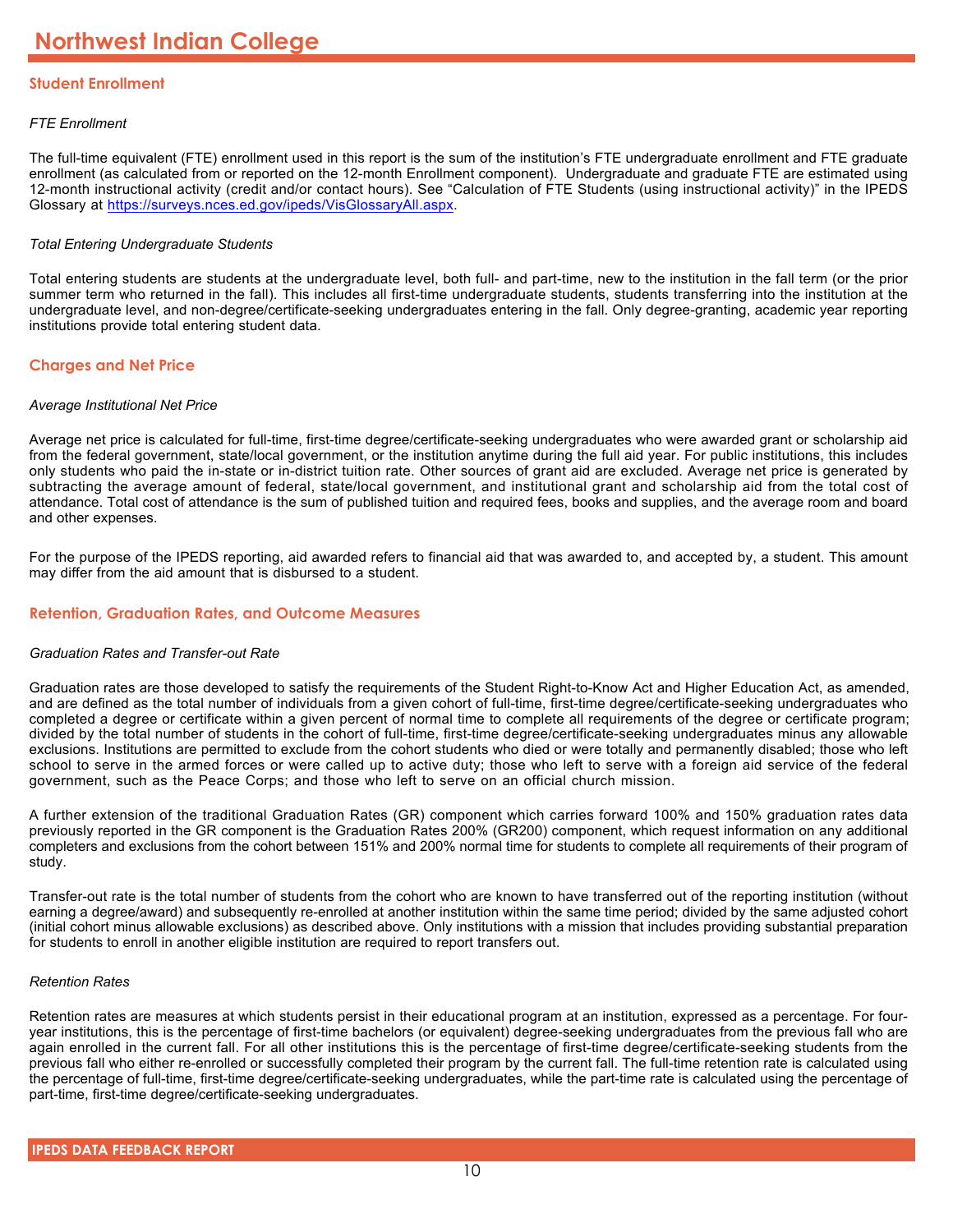# Northwest Indian College

## Student Enrollment

*FTE Enrollment*

The full-time equivalent (FTE) enrollment used in this report is the sum of the institution's FTE undergraduate enrollment and FTE graduate enrollment (as calculated from or reported on the 12-month Enrollment component). Undergraduate and graduate FTE are estimated using 12-month instructional activity (credit and/or contact hours). See "Calculation of FTE Students (using instructional activity)" in the IPEDS Glossary at https://surveys.nces.ed.gov/ipeds/VisGlossaryAll.aspx.

*Total Entering Undergraduate Students*

Total entering students are students at the undergraduate level, both full- and part-time, new to the institution in the fall term (or the prior summer term who returned in the fall). This includes all first-time undergraduate students, students transferring into the institution at the undergraduate level, and non-degree/certificate-seeking undergraduates entering in the fall. Only degree-granting, academic year reporting institutions provide total entering student data.

## Charges and Net Price

*Average Institutional Net Price*

Average net price is calculated for full-time, first-time degree/certificate-seeking undergraduates who were awarded grant or scholarship aid from the federal government, state/local government, or the institution anytime during the full aid year. For public institutions, this includes only students who paid the in-state or in-district tuition rate. Other sources of grant aid are excluded. Average net price is generated by subtracting the average amount of federal, state/local government, and institutional grant and scholarship aid from the total cost of attendance. Total cost of attendance is the sum of published tuition and required fees, books and supplies, and the average room and board and other expenses.

For the purpose of the IPEDS reporting, aid awarded refers to financial aid that was awarded to, and accepted by, a student. This amount may differ from the aid amount that is disbursed to a student.

## Retention, Graduation Rates, and Outcome Measures

*Graduation Rates and Transfer-out Rate*

Graduation rates are those developed to satisfy the requirements of the Student Right-to-Know Act and Higher Education Act, as amended, and are defined as the total number of individuals from a given cohort of full-time, first-time degree/certificate-seeking undergraduates who completed a degree or certificate within a given percent of normal time to complete all requirements of the degree or certificate program; divided by the total number of students in the cohort of full-time, first-time degree/certificate-seeking undergraduates minus any allowable exclusions. Institutions are permitted to exclude from the cohort students who died or were totally and permanently disabled; those who left school to serve in the armed forces or were called up to active duty; those who left to serve with a foreign aid service of the federal government, such as the Peace Corps; and those who left to serve on an official church mission.

A further extension of the traditional Graduation Rates (GR) component which carries forward 100% and 150% graduation rates data previously reported in the GR component is the Graduation Rates 200% (GR200) component, which request information on any additional completers and exclusions from the cohort between 151% and 200% normal time for students to complete all requirements of their program of study.

Transfer-out rate is the total number of students from the cohort who are known to have transferred out of the reporting institution (without earning a degree/award) and subsequently re-enrolled at another institution within the same time period; divided by the same adjusted cohort (initial cohort minus allowable exclusions) as described above. Only institutions with a mission that includes providing substantial preparation for students to enroll in another eligible institution are required to report transfers out.

*Retention Rates*

Retention rates are measures at which students persist in their educational program at an institution, expressed as a percentage. For four-year institutions, this is the percentage of first-time bachelors (or equivalent) degree-seeking undergraduates from the previous fall who are again enrolled in the current fall. For all other institutions this is the percentage of first-time degree/certificate-seeking students from the previous fall who either re-enrolled or successfully completed their program by the current fall. The full-time retention rate is calculated using the percentage of full-time, first-time degree/certificate-seeking undergraduates, while the part-time rate is calculated using the percentage of part-time, first-time degree/certificate-seeking undergraduates.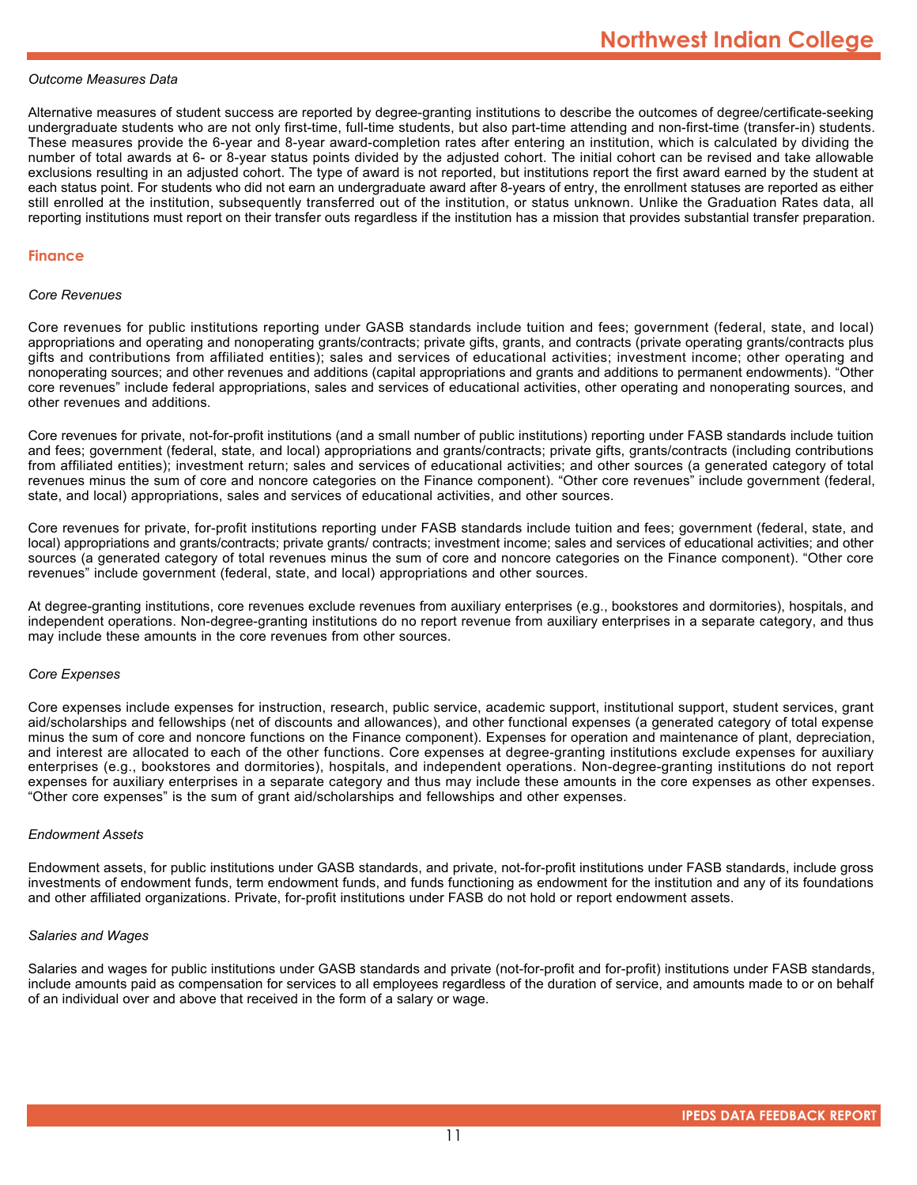*Outcome Measures Data*

Alternative measures of student success are reported by degree-granting institutions to describe the outcomes of degree/certificate-seeking undergraduate students who are not only first-time, full-time students, but also part-time attending and non-first-time (transfer-in) students. These measures provide the 6-year and 8-year award-completion rates after entering an institution, which is calculated by dividing the number of total awards at 6- or 8-year status points divided by the adjusted cohort. The initial cohort can be revised and take allowable exclusions resulting in an adjusted cohort. The type of award is not reported, but institutions report the first award earned by the student at each status point. For students who did not earn an undergraduate award after 8-years of entry, the enrollment statuses are reported as either still enrolled at the institution, subsequently transferred out of the institution, or status unknown. Unlike the Graduation Rates data, all reporting institutions must report on their transfer outs regardless if the institution has a mission that provides substantial transfer preparation.

## Finance

*Core Revenues*

Core revenues for public institutions reporting under GASB standards include tuition and fees; government (federal, state, and local) appropriations and operating and nonoperating grants/contracts; private gifts, grants, and contracts (private operating grants/contracts plus gifts and contributions from affiliated entities); sales and services of educational activities; investment income; other operating and nonoperating sources; and other revenues and additions (capital appropriations and grants and additions to permanent endowments). “Other core revenues” include federal appropriations, sales and services of educational activities, other operating and nonoperating sources, and other revenues and additions.

Core revenues for private, not-for-profit institutions (and a small number of public institutions) reporting under FASB standards include tuition and fees; government (federal, state, and local) appropriations and grants/contracts; private gifts, grants/contracts (including contributions from affiliated entities); investment return; sales and services of educational activities; and other sources (a generated category of total revenues minus the sum of core and noncore categories on the Finance component). “Other core revenues” include government (federal, state, and local) appropriations, sales and services of educational activities, and other sources.

Core revenues for private, for-profit institutions reporting under FASB standards include tuition and fees; government (federal, state, and local) appropriations and grants/contracts; private grants/ contracts; investment income; sales and services of educational activities; and other sources (a generated category of total revenues minus the sum of core and noncore categories on the Finance component). “Other core revenues” include government (federal, state, and local) appropriations and other sources.

At degree-granting institutions, core revenues exclude revenues from auxiliary enterprises (e.g., bookstores and dormitories), hospitals, and independent operations. Non-degree-granting institutions do no report revenue from auxiliary enterprises in a separate category, and thus may include these amounts in the core revenues from other sources.

*Core Expenses*

Core expenses include expenses for instruction, research, public service, academic support, institutional support, student services, grant aid/scholarships and fellowships (net of discounts and allowances), and other functional expenses (a generated category of total expense minus the sum of core and noncore functions on the Finance component). Expenses for operation and maintenance of plant, depreciation, and interest are allocated to each of the other functions. Core expenses at degree-granting institutions exclude expenses for auxiliary enterprises (e.g., bookstores and dormitories), hospitals, and independent operations. Non-degree-granting institutions do not report expenses for auxiliary enterprises in a separate category and thus may include these amounts in the core expenses as other expenses. “Other core expenses” is the sum of grant aid/scholarships and fellowships and other expenses.

*Endowment Assets*

Endowment assets, for public institutions under GASB standards, and private, not-for-profit institutions under FASB standards, include gross investments of endowment funds, term endowment funds, and funds functioning as endowment for the institution and any of its foundations and other affiliated organizations. Private, for-profit institutions under FASB do not hold or report endowment assets.

*Salaries and Wages*

Salaries and wages for public institutions under GASB standards and private (not-for-profit and for-profit) institutions under FASB standards, include amounts paid as compensation for services to all employees regardless of the duration of service, and amounts made to or on behalf of an individual over and above that received in the form of a salary or wage.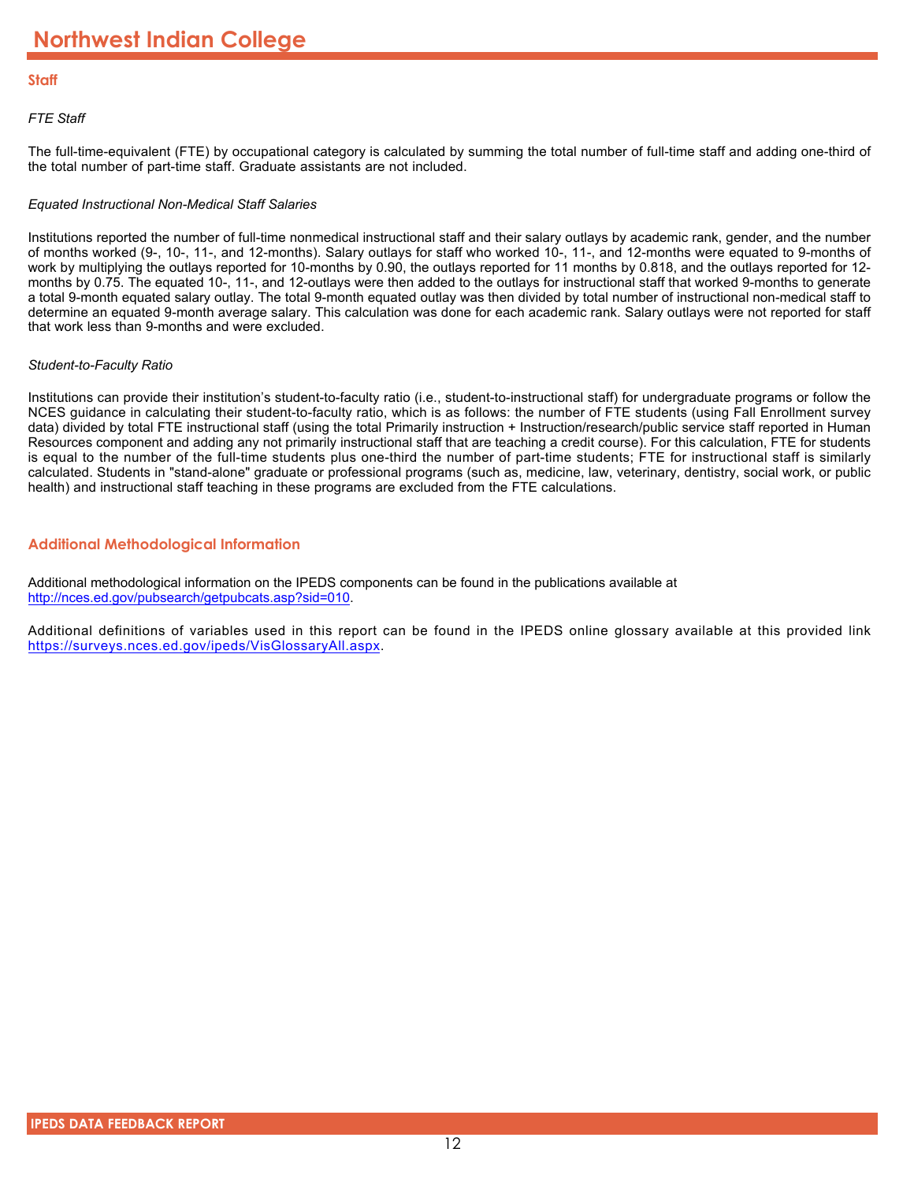## Staff

*FTE Staff*

The full-time-equivalent (FTE) by occupational category is calculated by summing the total number of full-time staff and adding one-third of the total number of part-time staff. Graduate assistants are not included.

*Equated Instructional Non-Medical Staff Salaries*

Institutions reported the number of full-time nonmedical instructional staff and their salary outlays by academic rank, gender, and the number of months worked (9-, 10-, 11-, and 12-months). Salary outlays for staff who worked 10-, 11-, and 12-months were equated to 9-months of work by multiplying the outlays reported for 10-months by 0.90, the outlays reported for 11 months by 0.818, and the outlays reported for 12-months by 0.75. The equated 10-, 11-, and 12-outlays were then added to the outlays for instructional staff that worked 9-months to generate a total 9-month equated salary outlay. The total 9-month equated outlay was then divided by total number of instructional non-medical staff to determine an equated 9-month average salary. This calculation was done for each academic rank. Salary outlays were not reported for staff that work less than 9-months and were excluded.

*Student-to-Faculty Ratio*

Institutions can provide their institution's student-to-faculty ratio (i.e., student-to-instructional staff) for undergraduate programs or follow the NCES guidance in calculating their student-to-faculty ratio, which is as follows: the number of FTE students (using Fall Enrollment survey data) divided by total FTE instructional staff (using the total Primarily instruction + Instruction/research/public service staff reported in Human Resources component and adding any not primarily instructional staff that are teaching a credit course). For this calculation, FTE for students is equal to the number of the full-time students plus one-third the number of part-time students; FTE for instructional staff is similarly calculated. Students in "stand-alone" graduate or professional programs (such as, medicine, law, veterinary, dentistry, social work, or public health) and instructional staff teaching in these programs are excluded from the FTE calculations.

## Additional Methodological Information

Additional methodological information on the IPEDS components can be found in the publications available at http://nces.ed.gov/pubsearch/getpubcats.asp?sid=010.

Additional definitions of variables used in this report can be found in the IPEDS online glossary available at this provided link https://surveys.nces.ed.gov/ipeds/VisGlossaryAll.aspx.